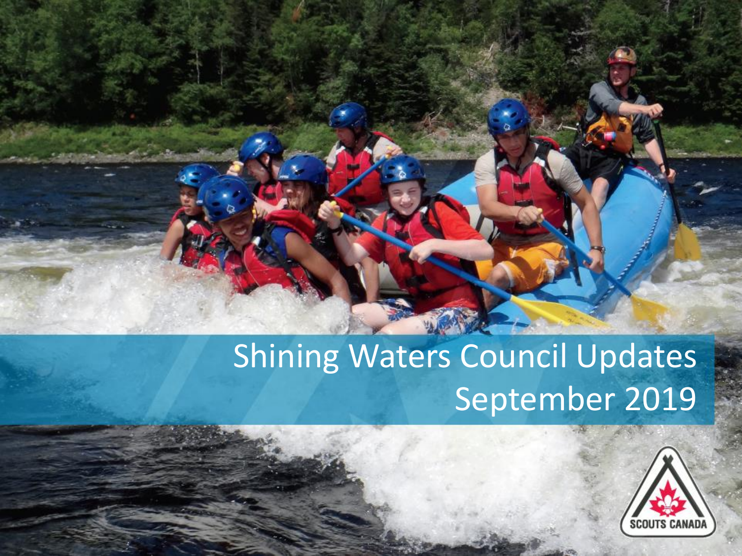# Shining Waters Council Updates

September 2019

SCOUTS CANADA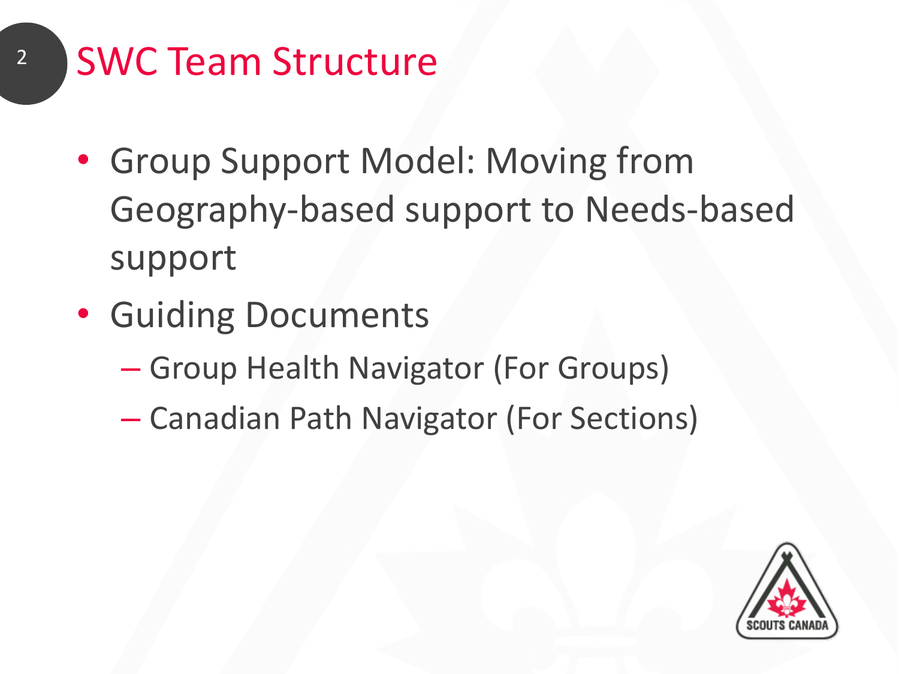# SWC Team Structure

- Group Support Model: Moving from Geography-based support to Needs-based support
- Guiding Documents
  - Group Health Navigator (For Groups)
  - Canadian Path Navigator (For Sections)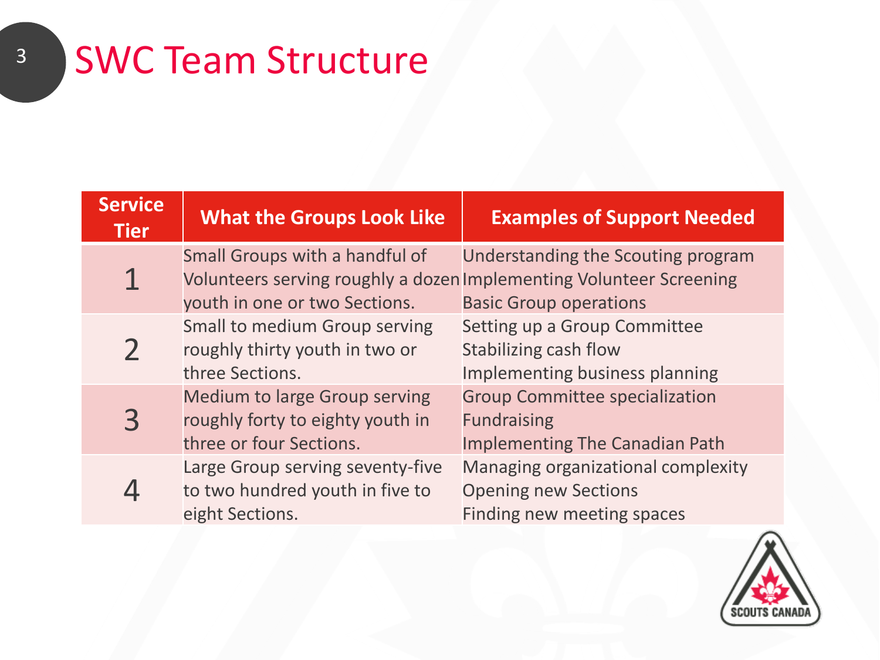# SWC Team Structure

| Service Tier | What the Groups Look Like | Examples of Support Needed |
| --- | --- | --- |
| 1 | Small Groups with a handful of Volunteers serving roughly a dozen youth in one or two Sections. | Understanding the Scouting program<br>Implementing Volunteer Screening<br>Basic Group operations |
| 2 | Small to medium Group serving roughly thirty youth in two or three Sections. | Setting up a Group Committee<br>Stabilizing cash flow<br>Implementing business planning |
| 3 | Medium to large Group serving roughly forty to eighty youth in three or four Sections. | Group Committee specialization<br>Fundraising<br>Implementing The Canadian Path |
| 4 | Large Group serving seventy-five to two hundred youth in five to eight Sections. | Managing organizational complexity<br>Opening new Sections<br>Finding new meeting spaces |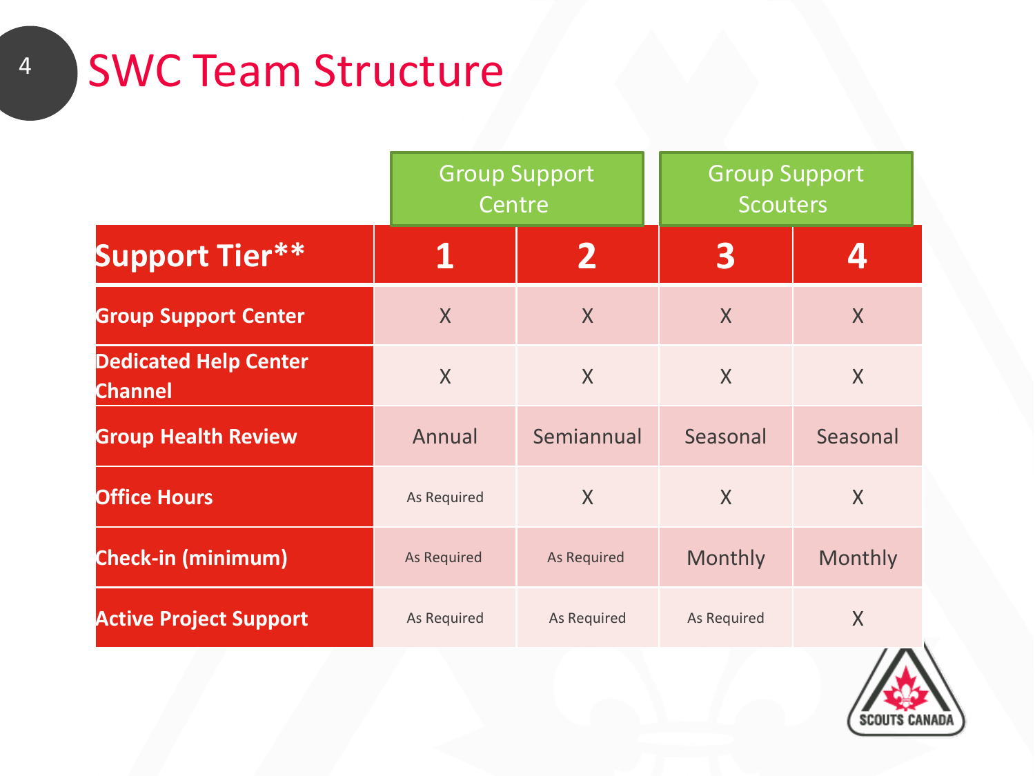# SWC Team Structure

| | Group Support Centre | | Group Support Scouters | |
|---|---|---|---|---|
| **Support Tier**** | **1** | **2** | **3** | **4** |
| **Group Support Center** | X | X | X | X |
| **Dedicated Help Center Channel** | X | X | X | X |
| **Group Health Review** | Annual | Semiannual | Seasonal | Seasonal |
| **Office Hours** | As Required | X | X | X |
| **Check-in (minimum)** | As Required | As Required | Monthly | Monthly |
| **Active Project Support** | As Required | As Required | As Required | X |

SCOUTS CANADA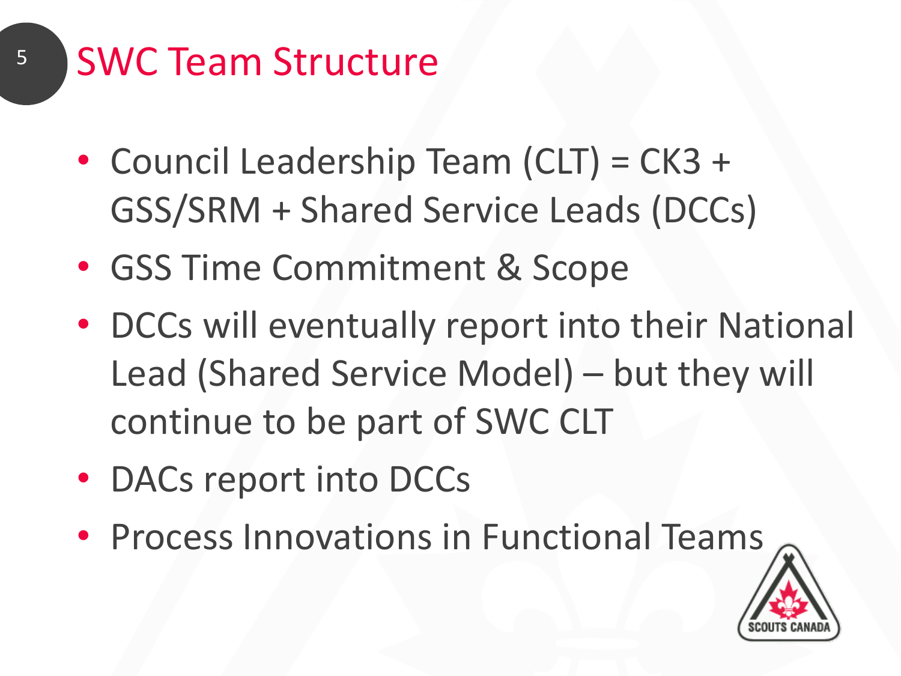# SWC Team Structure

- Council Leadership Team (CLT) = CK3 + GSS/SRM + Shared Service Leads (DCCs)
- GSS Time Commitment & Scope
- DCCs will eventually report into their National Lead (Shared Service Model) – but they will continue to be part of SWC CLT
- DACs report into DCCs
- Process Innovations in Functional Teams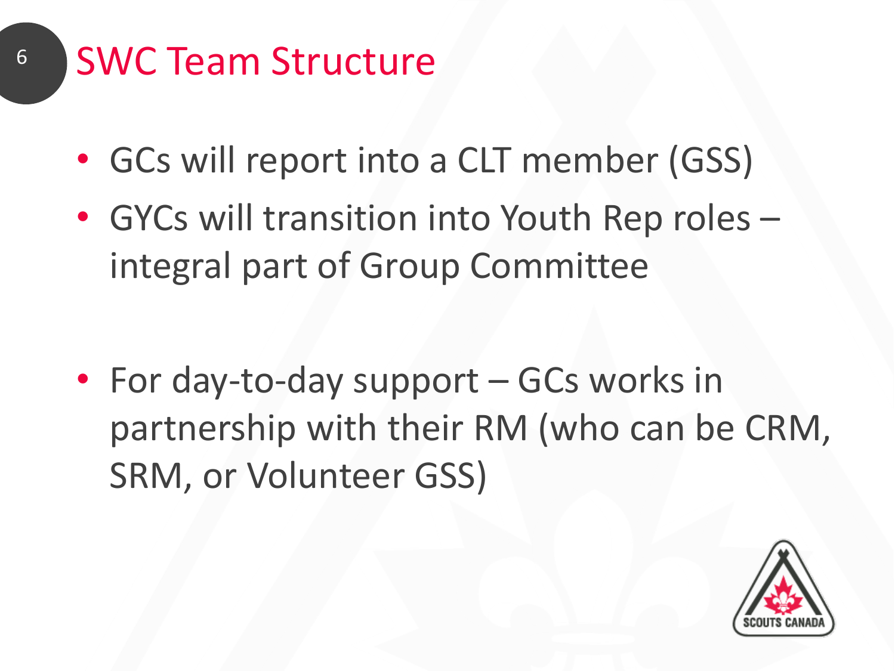# SWC Team Structure

- GCs will report into a CLT member (GSS)
- GYCs will transition into Youth Rep roles – integral part of Group Committee

- For day-to-day support – GCs works in partnership with their RM (who can be CRM, SRM, or Volunteer GSS)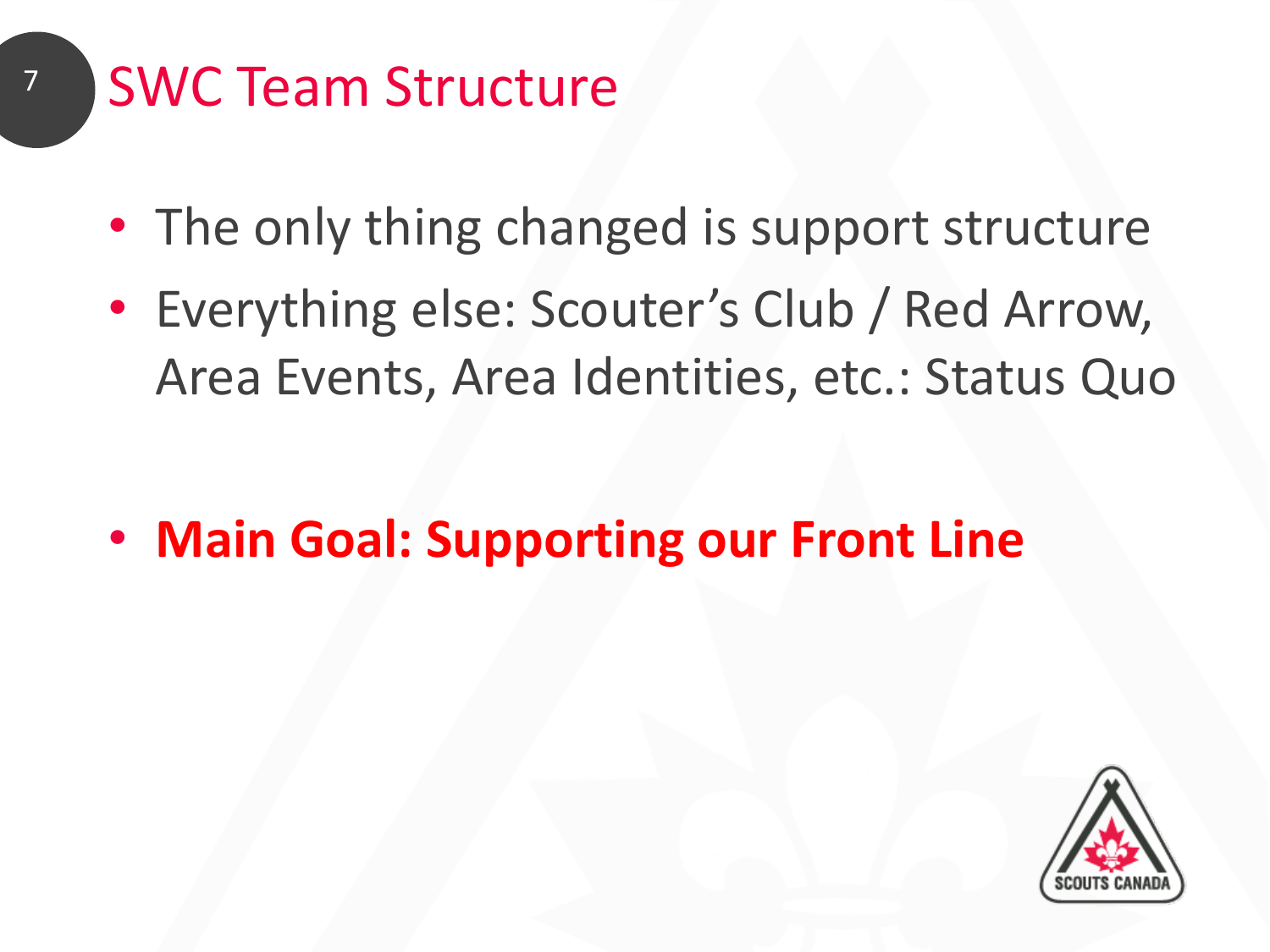# SWC Team Structure

- The only thing changed is support structure
- Everything else: Scouter's Club / Red Arrow, Area Events, Area Identities, etc.: Status Quo

- **Main Goal: Supporting our Front Line**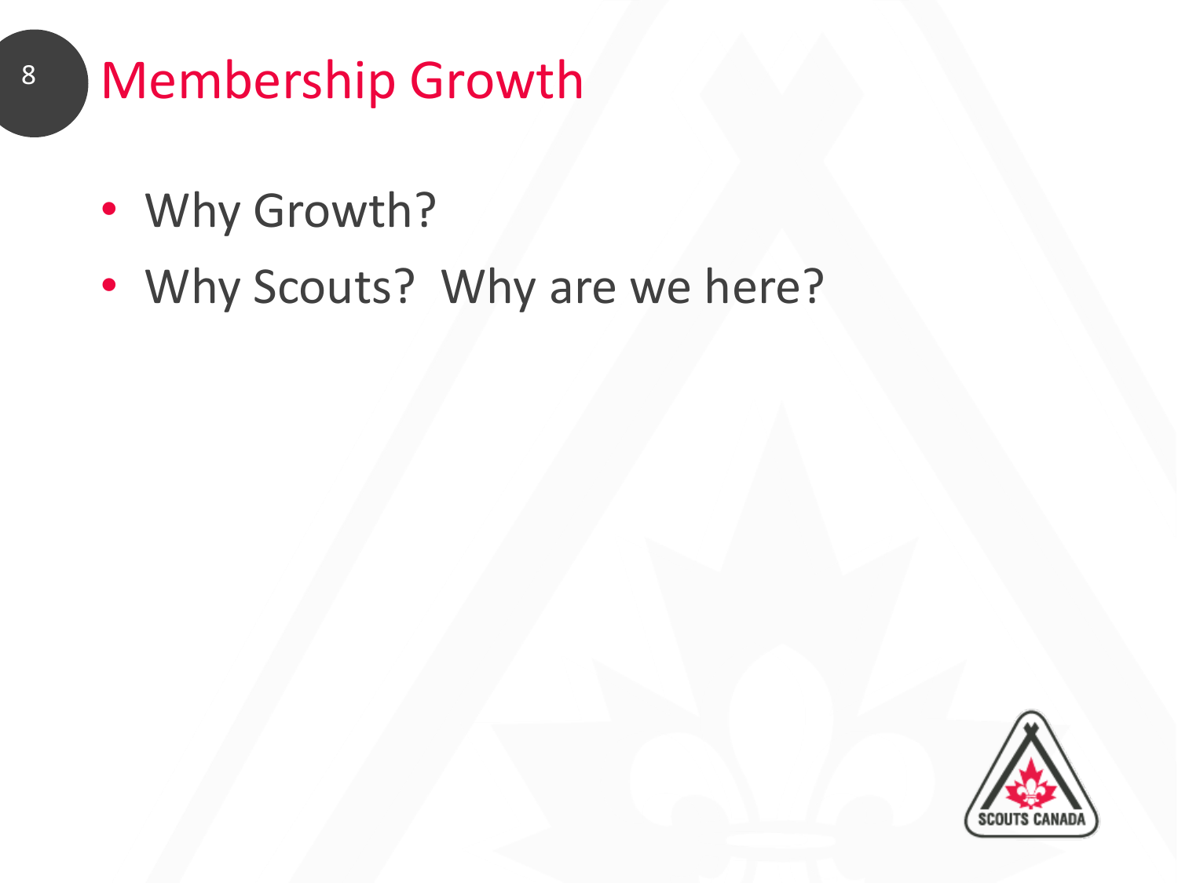# Membership Growth

- Why Growth?
- Why Scouts? Why are we here?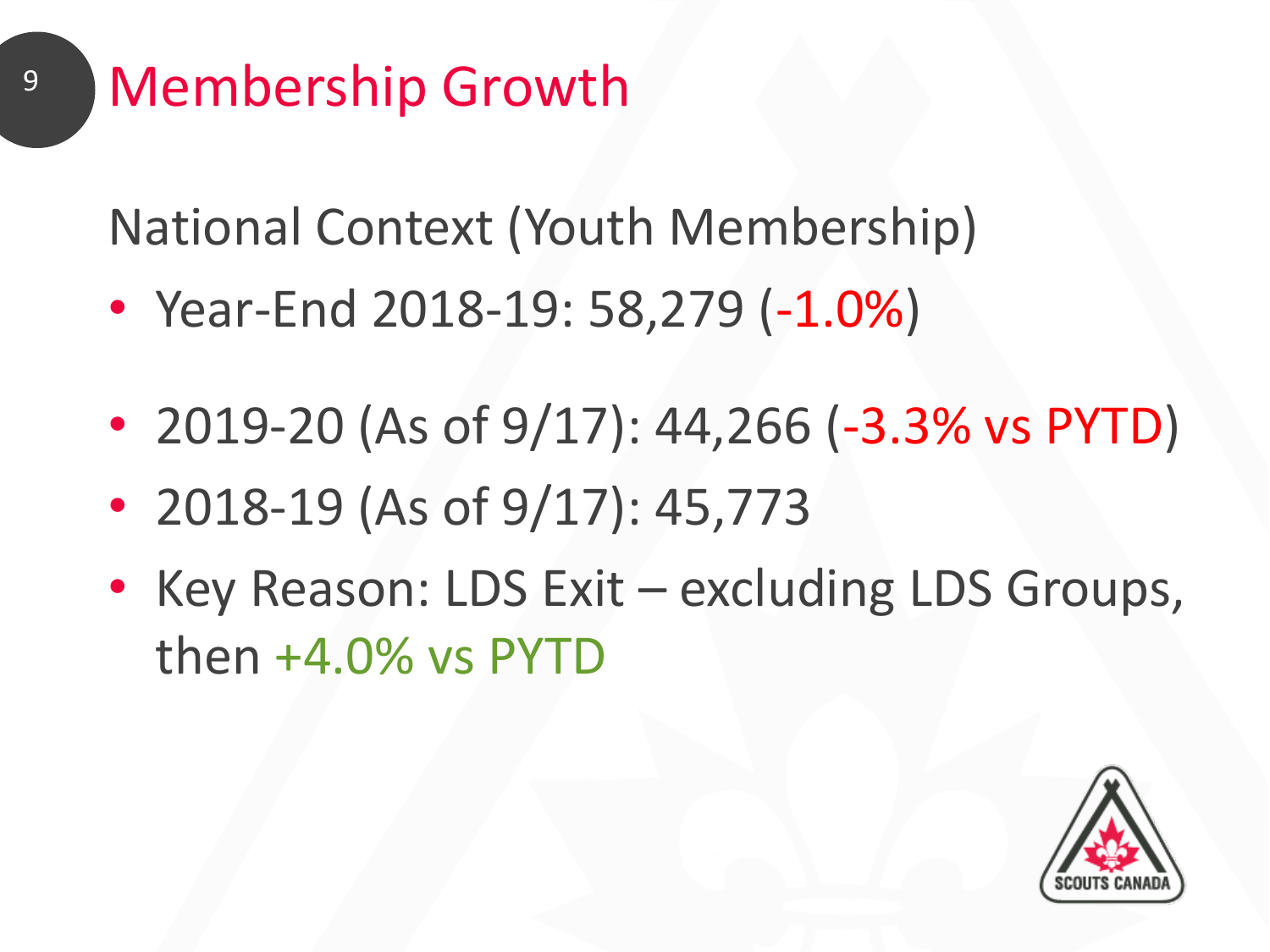# Membership Growth

National Context (Youth Membership)

- Year-End 2018-19: 58,279 (-1.0%)
- 2019-20 (As of 9/17): 44,266 (-3.3% vs PYTD)
- 2018-19 (As of 9/17): 45,773
- Key Reason: LDS Exit – excluding LDS Groups, then +4.0% vs PYTD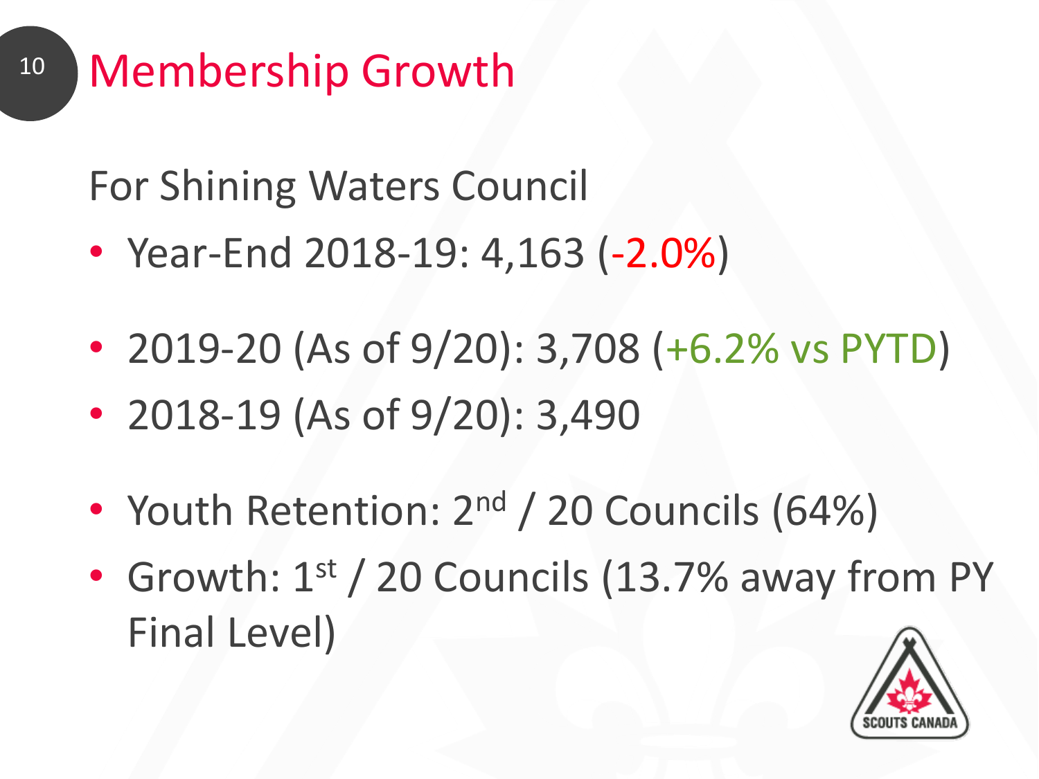# Membership Growth

For Shining Waters Council

- Year-End 2018-19: 4,163 (-2.0%)

- 2019-20 (As of 9/20): 3,708 (+6.2% vs PYTD)
- 2018-19 (As of 9/20): 3,490

- Youth Retention: 2nd / 20 Councils (64%)
- Growth: 1st / 20 Councils (13.7% away from PY Final Level)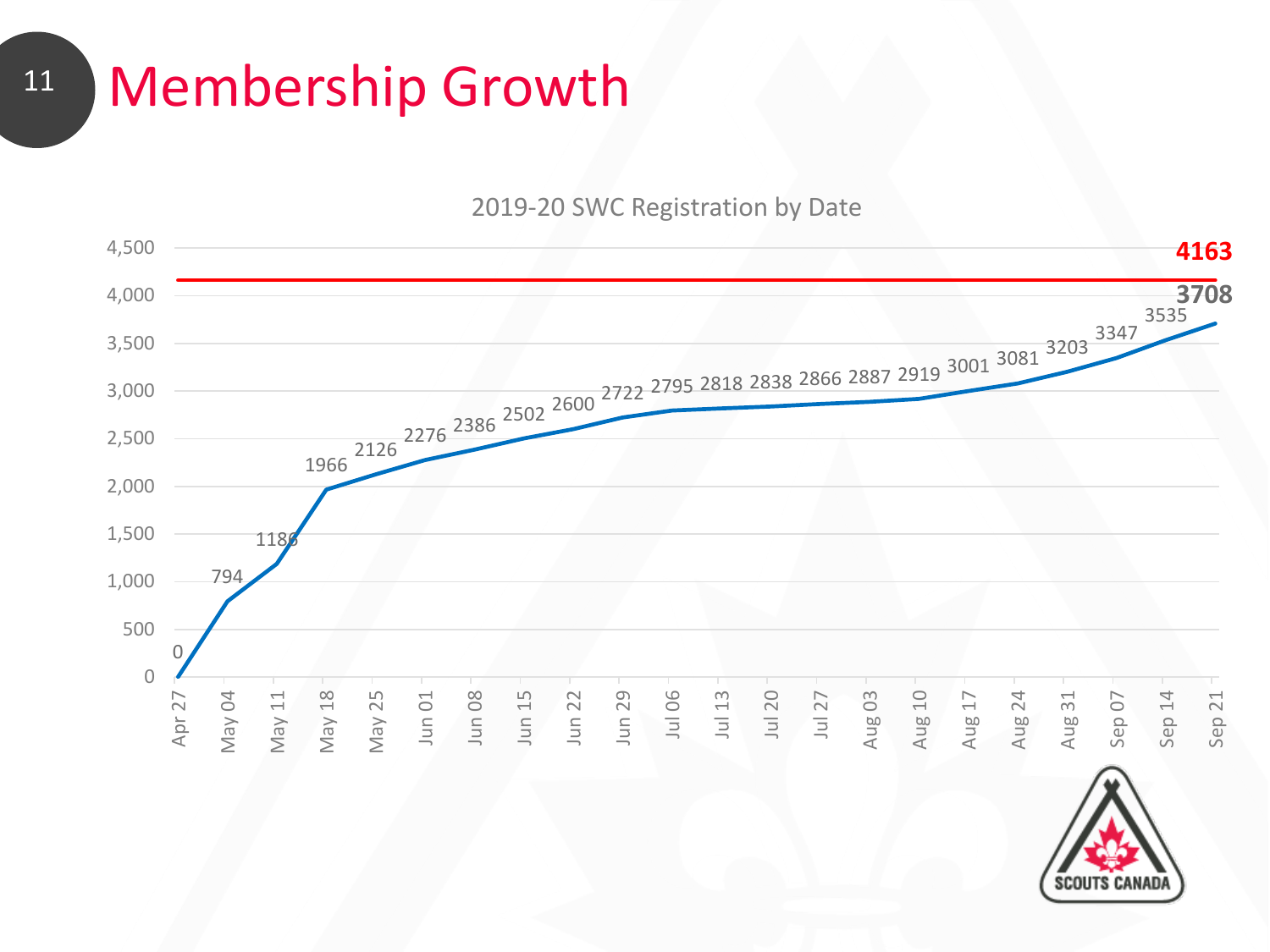# Membership Growth

2019-20 SWC Registration by Date

| Date | Registrations |
| --- | --- |
| Apr 27 | 0 |
| May 04 | 794 |
| May 11 | 1186 |
| May 18 | 1966 |
| May 25 | 2126 |
| Jun 01 | 2276 |
| Jun 08 | 2386 |
| Jun 15 | 2502 |
| Jun 22 | 2600 |
| Jun 29 | 2722 |
| Jul 06 | 2795 |
| Jul 13 | 2818 |
| Jul 20 | 2838 |
| Jul 27 | 2866 |
| Aug 03 | 2887 |
| Aug 10 | 2919 |
| Aug 17 | 3001 |
| Aug 24 | 3081 |
| Aug 31 | 3203 |
| Sep 07 | 3347 |
| Sep 14 | 3535 |
| Sep 21 | 3708 |

Target line: **4163**

Current: **3708**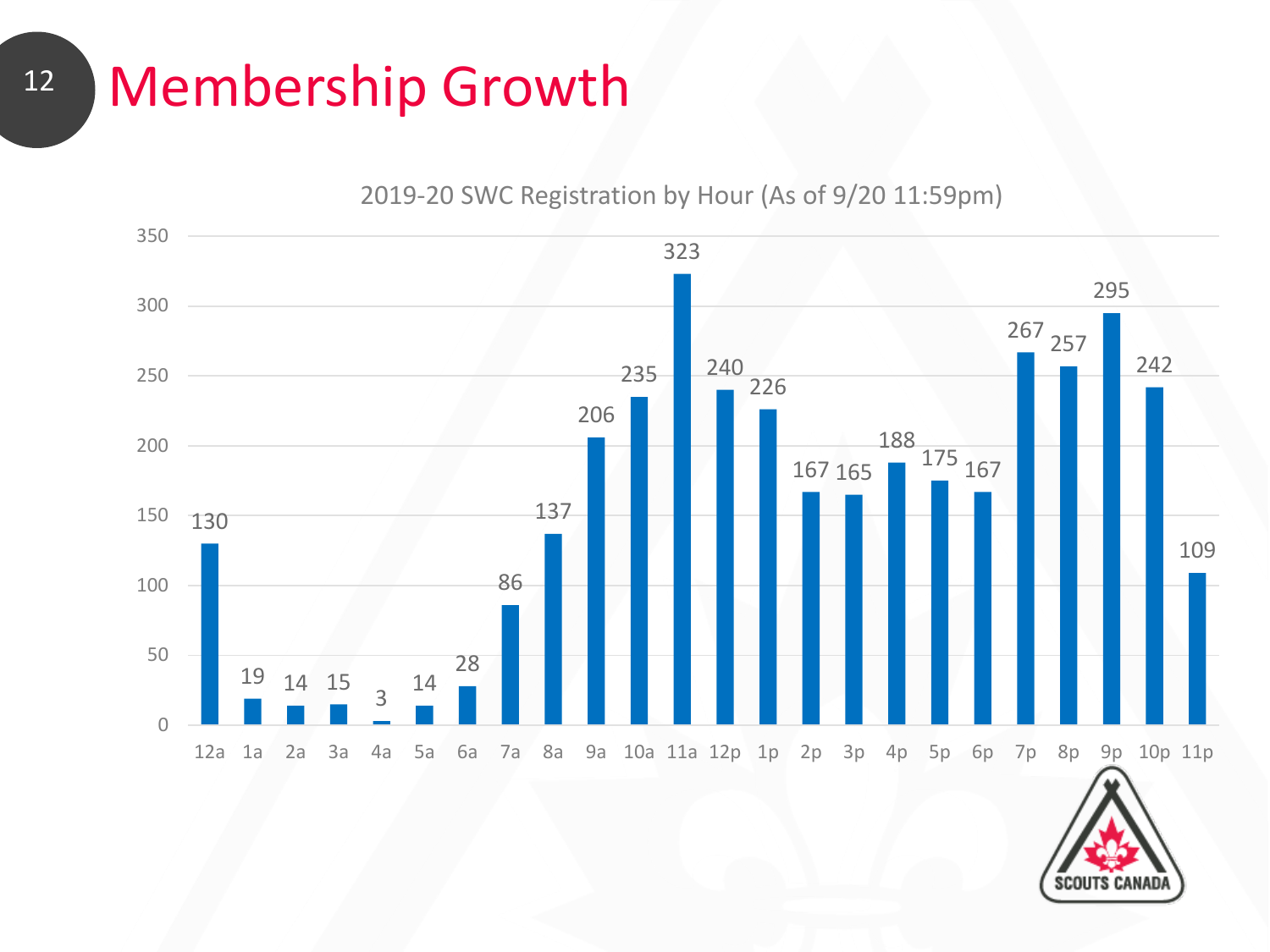# Membership Growth

2019-20 SWC Registration by Hour (As of 9/20 11:59pm)

| Hour | Registrations |
|---|---|
| 12a | 130 |
| 1a | 19 |
| 2a | 14 |
| 3a | 15 |
| 4a | 3 |
| 5a | 14 |
| 6a | 28 |
| 7a | 86 |
| 8a | 137 |
| 9a | 206 |
| 10a | 235 |
| 11a | 323 |
| 12p | 240 |
| 1p | 226 |
| 2p | 167 |
| 3p | 165 |
| 4p | 188 |
| 5p | 175 |
| 6p | 167 |
| 7p | 267 |
| 8p | 257 |
| 9p | 295 |
| 10p | 242 |
| 11p | 109 |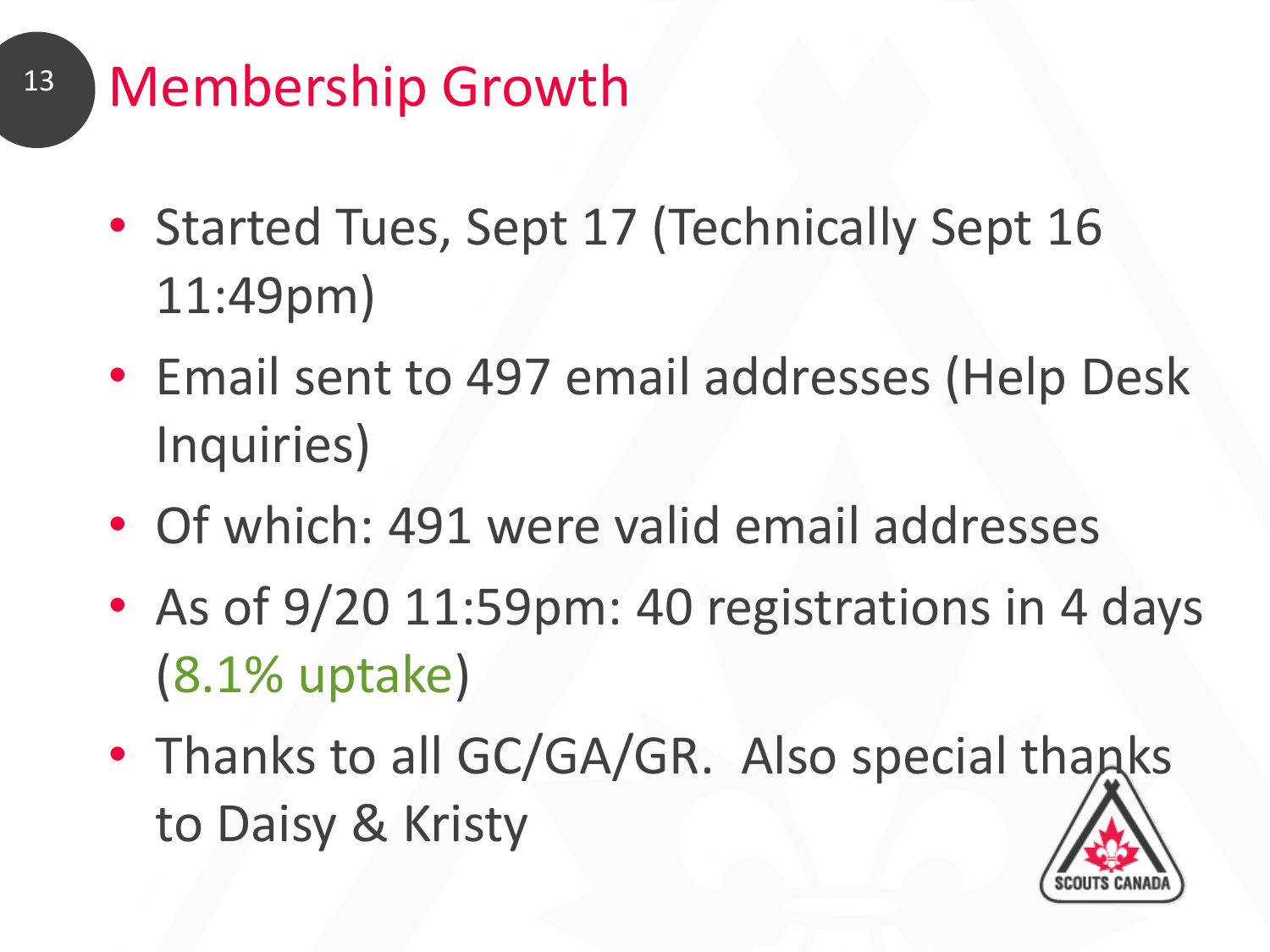# Membership Growth

- Started Tues, Sept 17 (Technically Sept 16 11:49pm)
- Email sent to 497 email addresses (Help Desk Inquiries)
- Of which: 491 were valid email addresses
- As of 9/20 11:59pm: 40 registrations in 4 days (8.1% uptake)
- Thanks to all GC/GA/GR. Also special thanks to Daisy & Kristy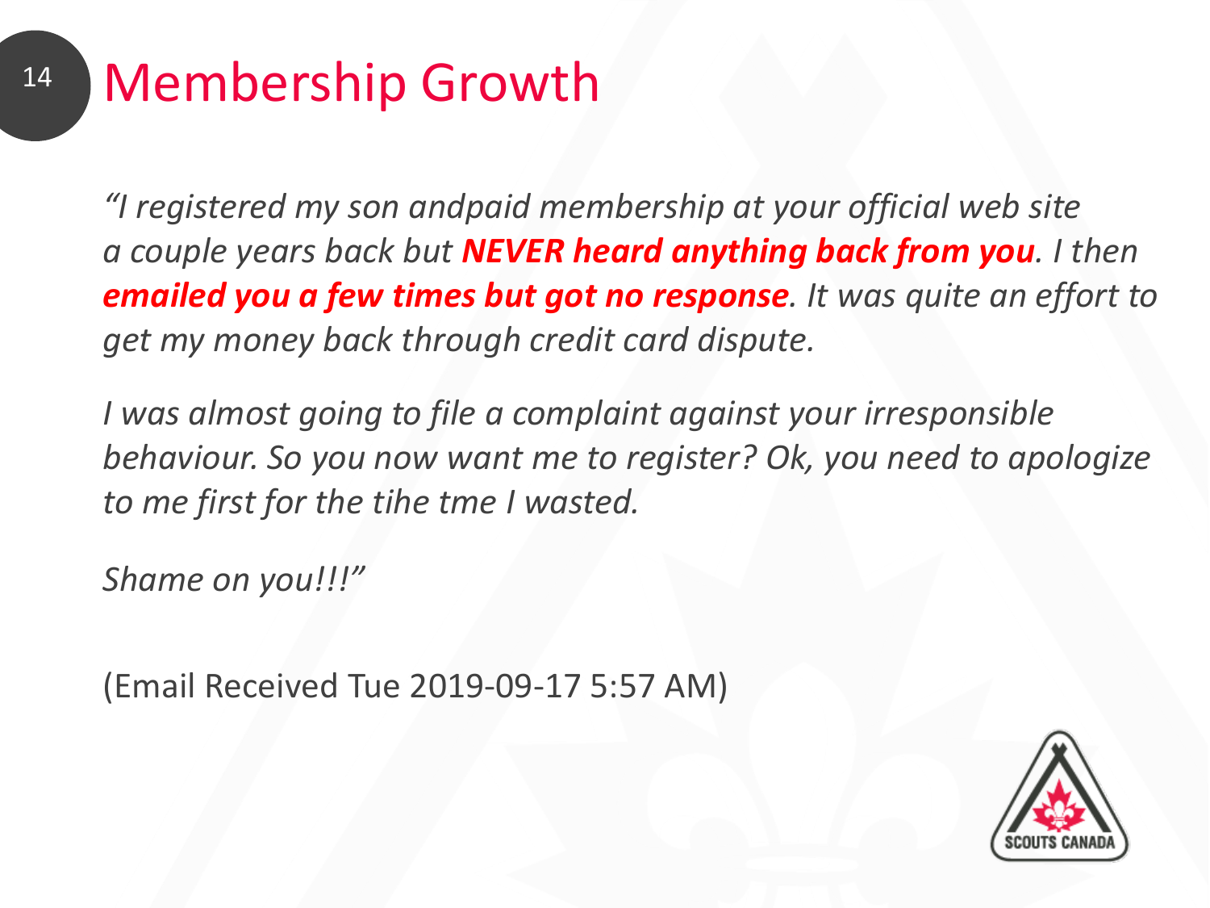# Membership Growth

*"I registered my son andpaid membership at your official web site a couple years back but **NEVER heard anything back from you**. I then **emailed you a few times but got no response**. It was quite an effort to get my money back through credit card dispute.*

*I was almost going to file a complaint against your irresponsible behaviour. So you now want me to register? Ok, you need to apologize to me first for the tihe tme I wasted.*

*Shame on you!!!"*

(Email Received Tue 2019-09-17 5:57 AM)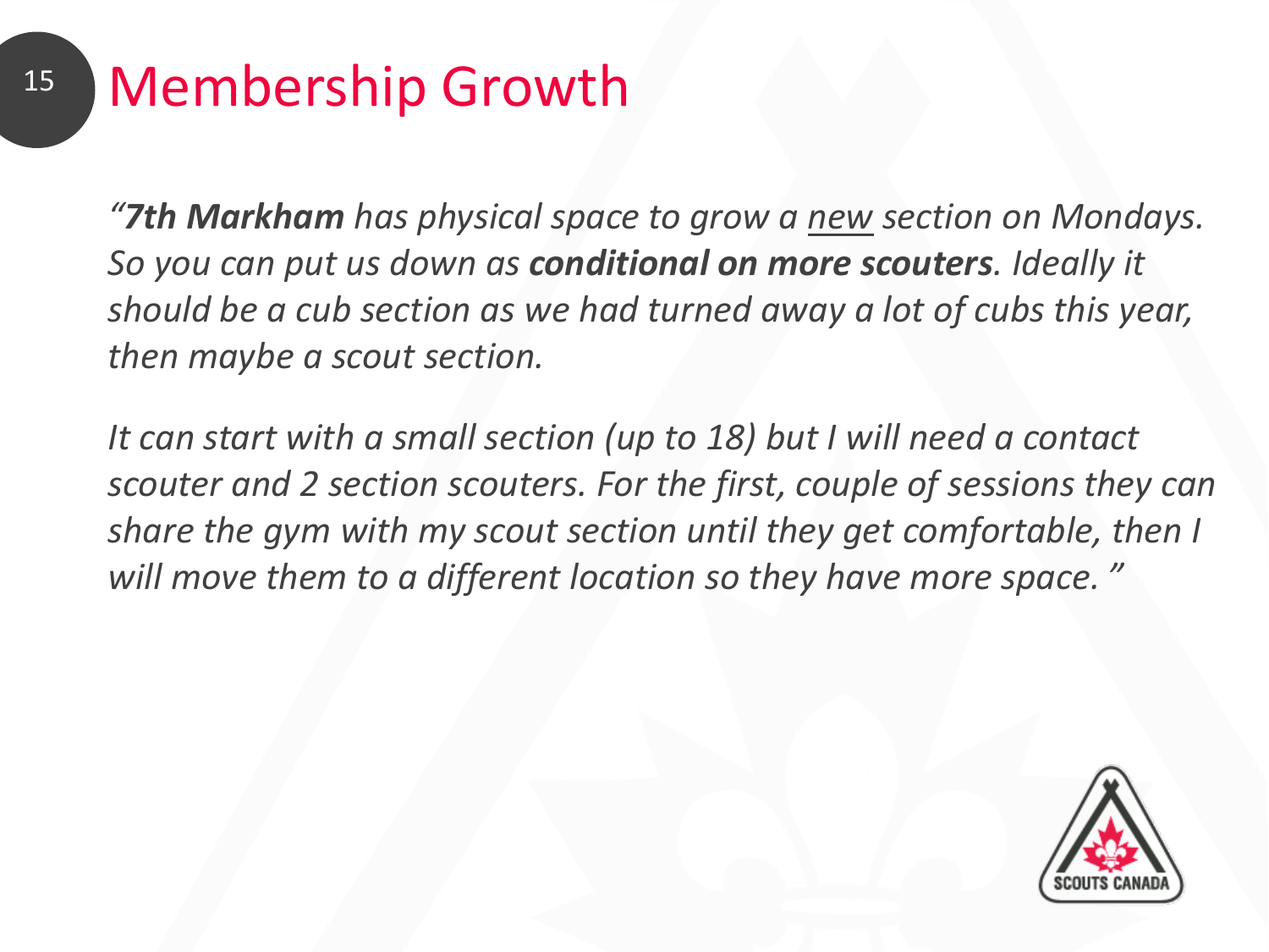# Membership Growth

*"**7th Markham** has physical space to grow a* <u>*new*</u> *section on Mondays. So you can put us down as **conditional on more scouters**. Ideally it should be a cub section as we had turned away a lot of cubs this year, then maybe a scout section.*

*It can start with a small section (up to 18) but I will need a contact scouter and 2 section scouters. For the first, couple of sessions they can share the gym with my scout section until they get comfortable, then I will move them to a different location so they have more space. "*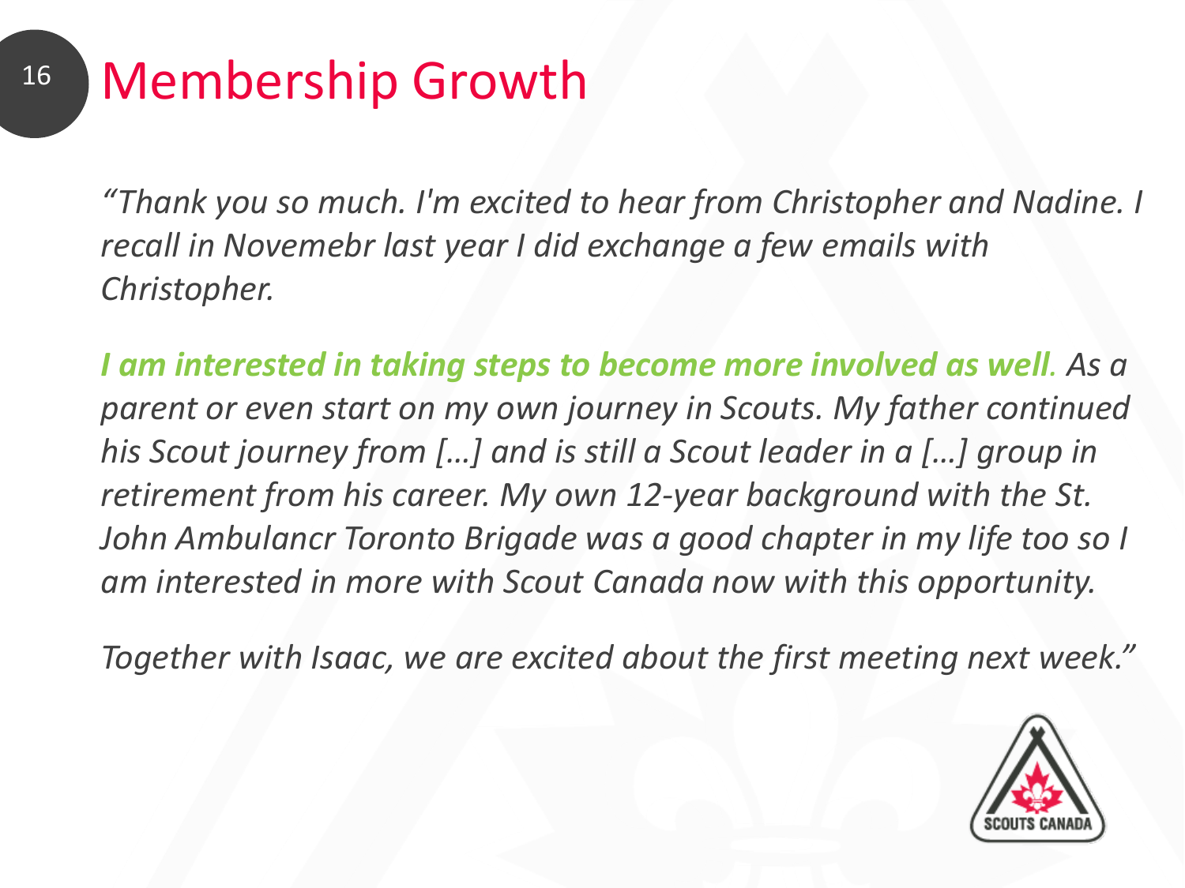# Membership Growth

*"Thank you so much. I'm excited to hear from Christopher and Nadine. I recall in Novemebr last year I did exchange a few emails with Christopher.*

***I am interested in taking steps to become more involved as well.*** *As a parent or even start on my own journey in Scouts. My father continued his Scout journey from […] and is still a Scout leader in a […] group in retirement from his career. My own 12-year background with the St. John Ambulancr Toronto Brigade was a good chapter in my life too so I am interested in more with Scout Canada now with this opportunity.*

*Together with Isaac, we are excited about the first meeting next week."*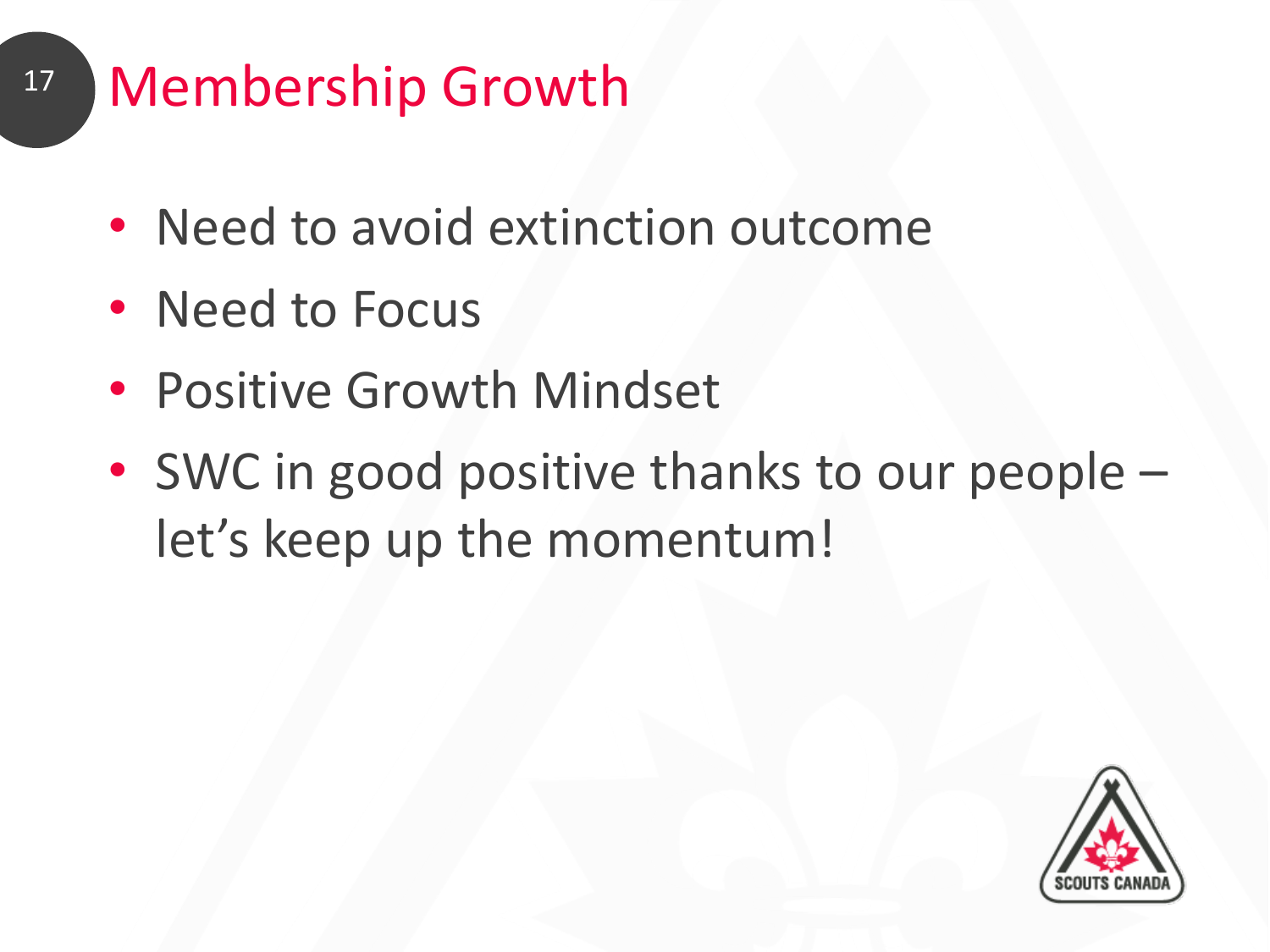# Membership Growth

- Need to avoid extinction outcome
- Need to Focus
- Positive Growth Mindset
- SWC in good positive thanks to our people – let's keep up the momentum!